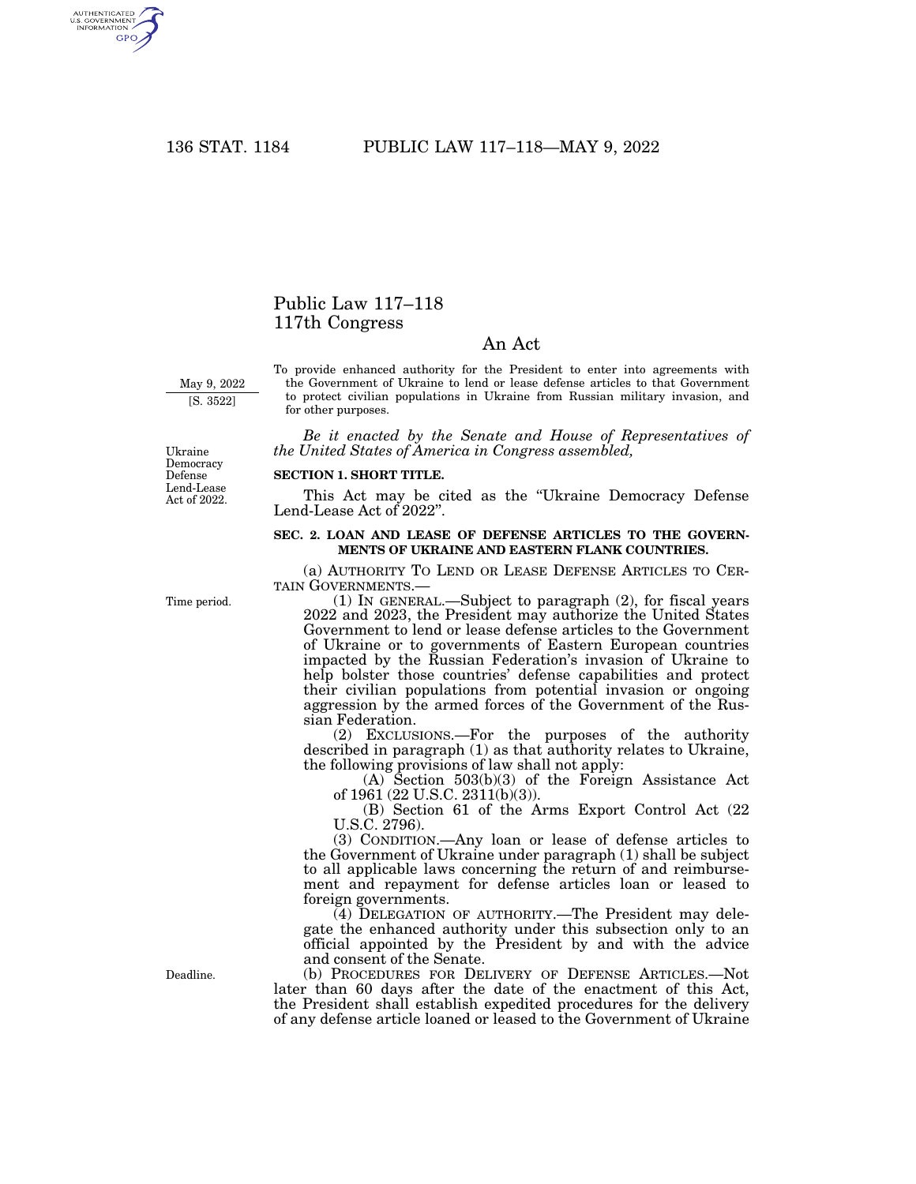# Public Law 117–118
# 117th Congress

## An Act

May 9, 2022

[S. 3522]

To provide enhanced authority for the President to enter into agreements with the Government of Ukraine to lend or lease defense articles to that Government to protect civilian populations in Ukraine from Russian military invasion, and for other purposes.

*Be it enacted by the Senate and House of Representatives of the United States of America in Congress assembled,*

Ukraine Democracy Defense Lend-Lease Act of 2022.

**SECTION 1. SHORT TITLE.**

This Act may be cited as the "Ukraine Democracy Defense Lend-Lease Act of 2022".

**SEC. 2. LOAN AND LEASE OF DEFENSE ARTICLES TO THE GOVERNMENTS OF UKRAINE AND EASTERN FLANK COUNTRIES.**

(a) AUTHORITY TO LEND OR LEASE DEFENSE ARTICLES TO CERTAIN GOVERNMENTS.—

Time period.

(1) IN GENERAL.—Subject to paragraph (2), for fiscal years 2022 and 2023, the President may authorize the United States Government to lend or lease defense articles to the Government of Ukraine or to governments of Eastern European countries impacted by the Russian Federation's invasion of Ukraine to help bolster those countries' defense capabilities and protect their civilian populations from potential invasion or ongoing aggression by the armed forces of the Government of the Russian Federation.

(2) EXCLUSIONS.—For the purposes of the authority described in paragraph (1) as that authority relates to Ukraine, the following provisions of law shall not apply:

(A) Section 503(b)(3) of the Foreign Assistance Act of 1961 (22 U.S.C. 2311(b)(3)).

(B) Section 61 of the Arms Export Control Act (22 U.S.C. 2796).

(3) CONDITION.—Any loan or lease of defense articles to the Government of Ukraine under paragraph (1) shall be subject to all applicable laws concerning the return of and reimbursement and repayment for defense articles loan or leased to foreign governments.

(4) DELEGATION OF AUTHORITY.—The President may delegate the enhanced authority under this subsection only to an official appointed by the President by and with the advice and consent of the Senate.

Deadline.

(b) PROCEDURES FOR DELIVERY OF DEFENSE ARTICLES.—Not later than 60 days after the date of the enactment of this Act, the President shall establish expedited procedures for the delivery of any defense article loaned or leased to the Government of Ukraine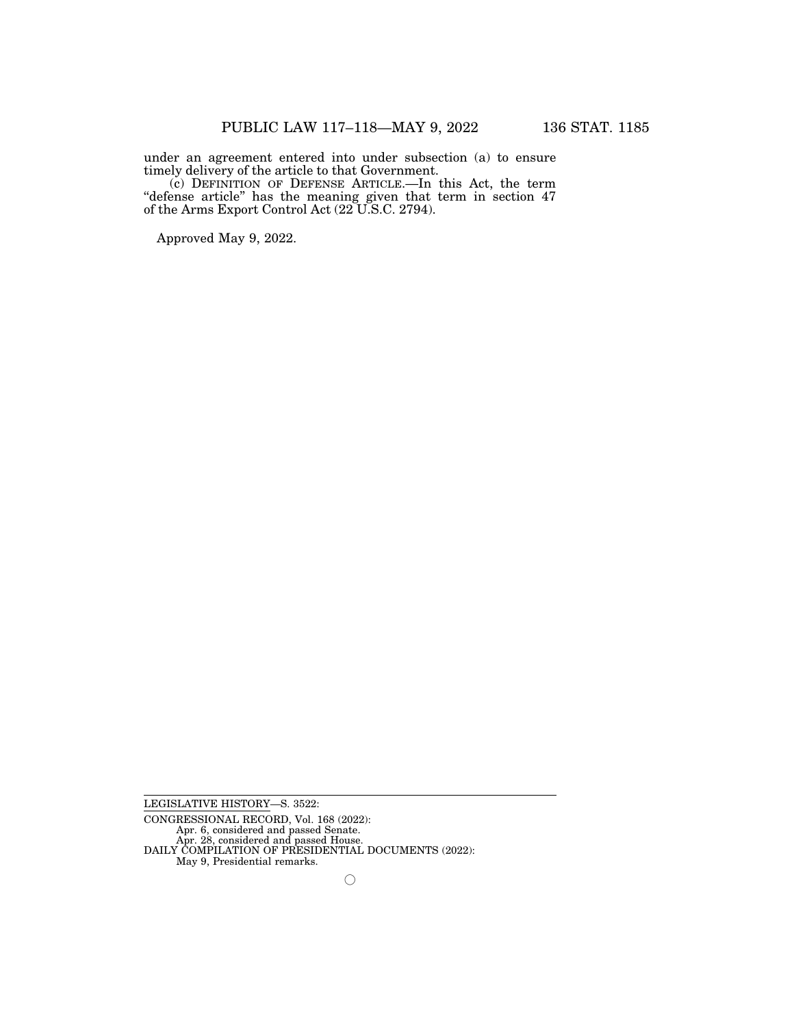under an agreement entered into under subsection (a) to ensure timely delivery of the article to that Government.

(c) DEFINITION OF DEFENSE ARTICLE.—In this Act, the term "defense article" has the meaning given that term in section 47 of the Arms Export Control Act (22 U.S.C. 2794).

Approved May 9, 2022.

---

LEGISLATIVE HISTORY—S. 3522:

CONGRESSIONAL RECORD, Vol. 168 (2022):
- Apr. 6, considered and passed Senate.
- Apr. 28, considered and passed House.

DAILY COMPILATION OF PRESIDENTIAL DOCUMENTS (2022):
- May 9, Presidential remarks.